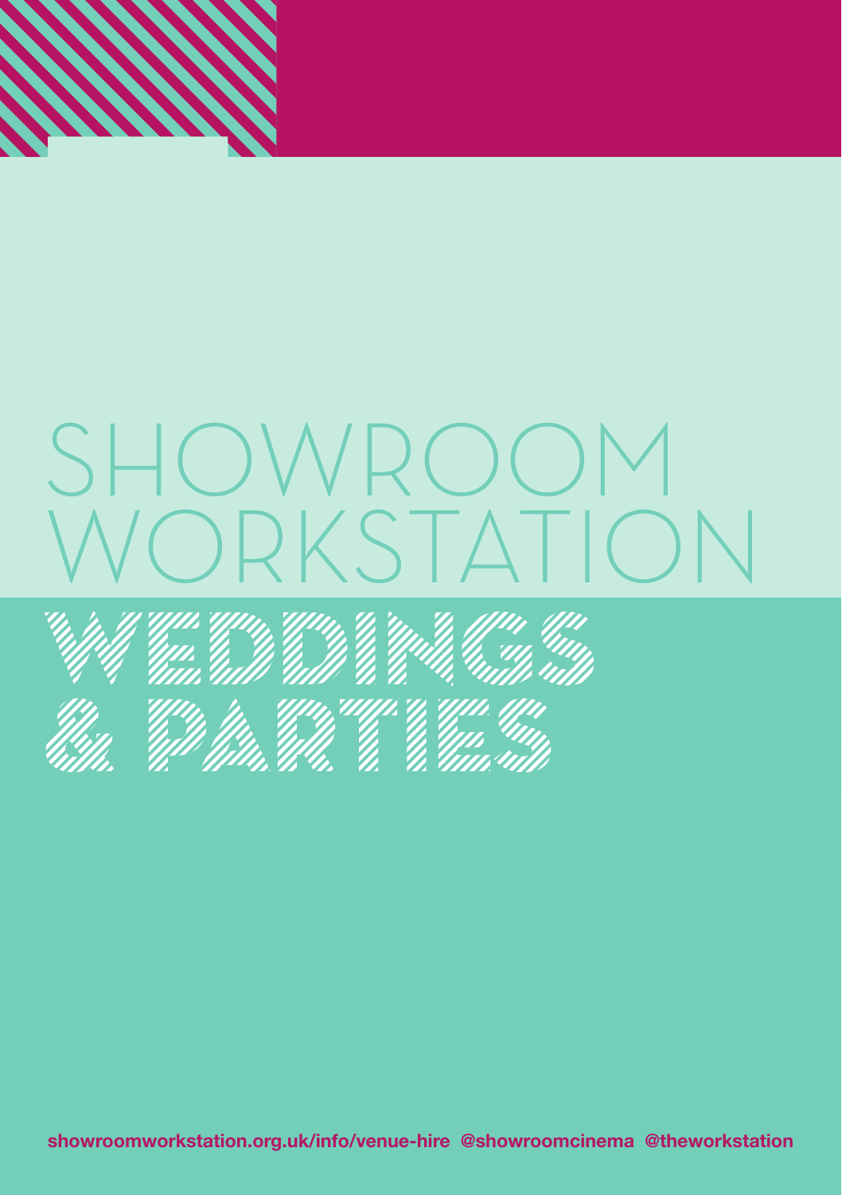# SHOWROOM WORKSTATION

# WEDDINGS & PARTIES

showroomworkstation.org.uk/info/venue-hire @showroomcinema @theworkstation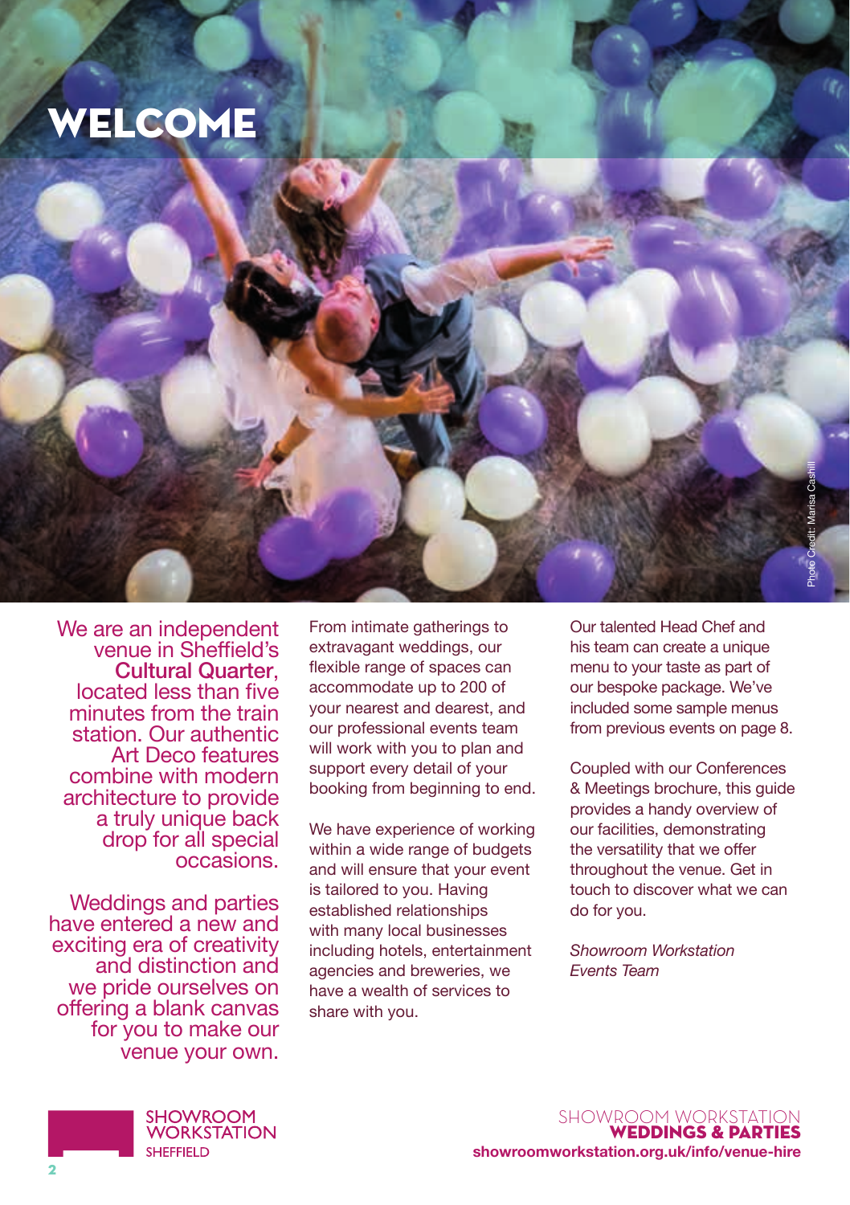# WELCOME

Photo Credit: Marisa Cashill

We are an independent venue in Sheffield's **Cultural Quarter**, located less than five minutes from the train station. Our authentic Art Deco features combine with modern architecture to provide a truly unique back drop for all special occasions.

Weddings and parties have entered a new and exciting era of creativity and distinction and we pride ourselves on offering a blank canvas for you to make our venue your own.

From intimate gatherings to extravagant weddings, our flexible range of spaces can accommodate up to 200 of your nearest and dearest, and our professional events team will work with you to plan and support every detail of your booking from beginning to end.

We have experience of working within a wide range of budgets and will ensure that your event is tailored to you. Having established relationships with many local businesses including hotels, entertainment agencies and breweries, we have a wealth of services to share with you.

Our talented Head Chef and his team can create a unique menu to your taste as part of our bespoke package. We've included some sample menus from previous events on page 8.

Coupled with our Conferences & Meetings brochure, this guide provides a handy overview of our facilities, demonstrating the versatility that we offer throughout the venue. Get in touch to discover what we can do for you.

*Showroom Workstation Events Team*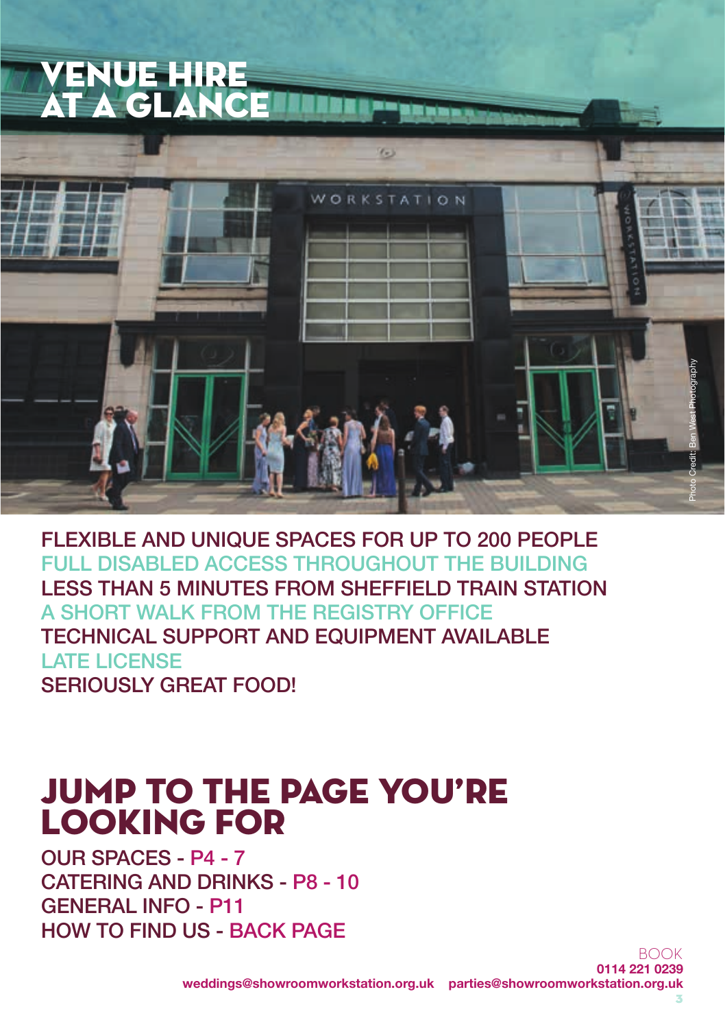# VENUE HIRE AT A GLANCE

Photo Credit: Ben West Photography

FLEXIBLE AND UNIQUE SPACES FOR UP TO 200 PEOPLE
FULL DISABLED ACCESS THROUGHOUT THE BUILDING
LESS THAN 5 MINUTES FROM SHEFFIELD TRAIN STATION
A SHORT WALK FROM THE REGISTRY OFFICE
TECHNICAL SUPPORT AND EQUIPMENT AVAILABLE
LATE LICENSE
SERIOUSLY GREAT FOOD!

# JUMP TO THE PAGE YOU'RE LOOKING FOR

OUR SPACES - P4 - 7
CATERING AND DRINKS - P8 - 10
GENERAL INFO - P11
HOW TO FIND US - BACK PAGE

BOOK
**0114 221 0239**
**weddings@showroomworkstation.org.uk** **parties@showroomworkstation.org.uk**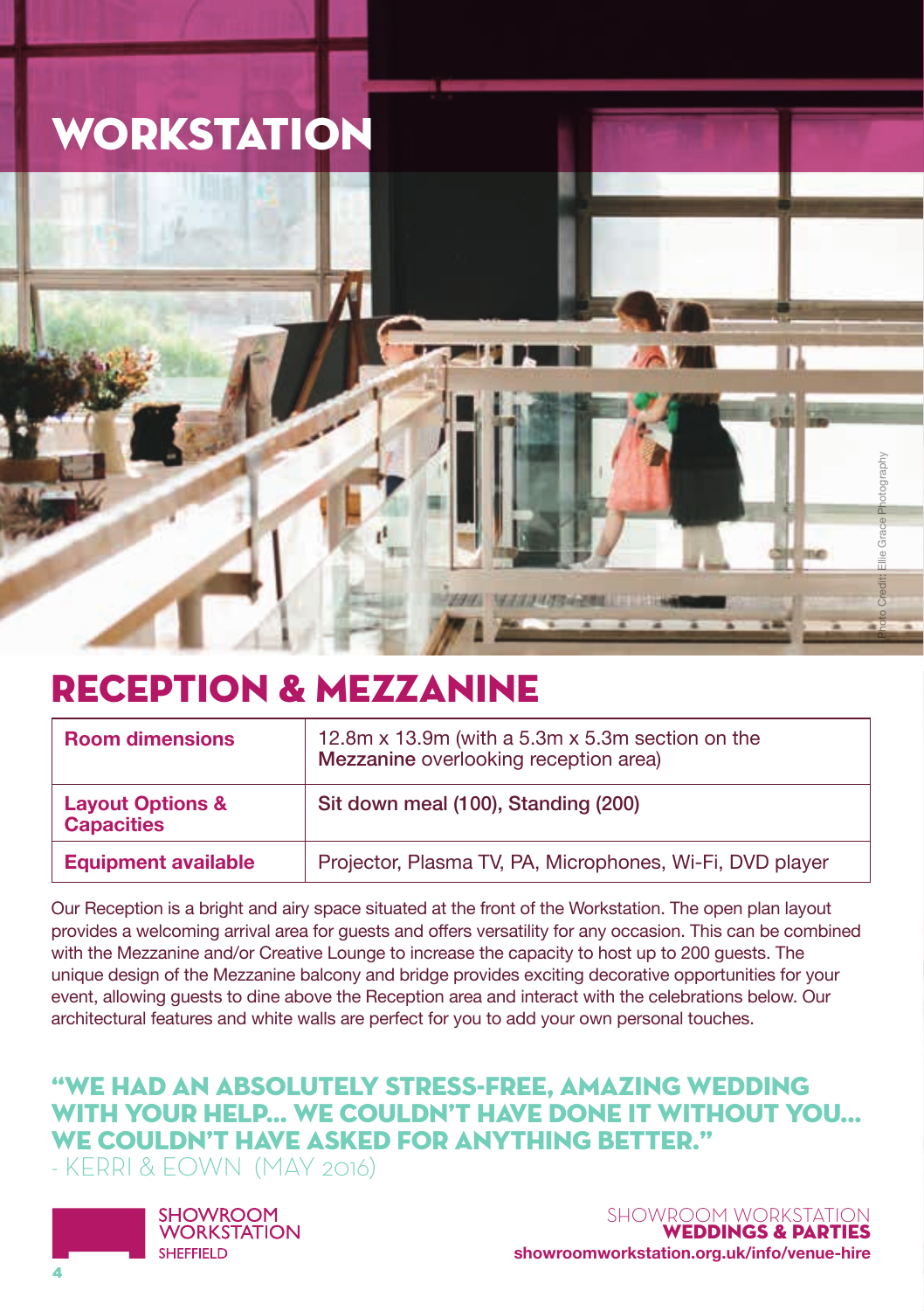# WORKSTATION

Photo Credit: Ellie Grace Photography

## RECEPTION & MEZZANINE

| | |
|---|---|
| **Room dimensions** | 12.8m x 13.9m (with a 5.3m x 5.3m section on the **Mezzanine** overlooking reception area) |
| **Layout Options & Capacities** | Sit down meal (100), Standing (200) |
| **Equipment available** | Projector, Plasma TV, PA, Microphones, Wi-Fi, DVD player |

Our Reception is a bright and airy space situated at the front of the Workstation. The open plan layout provides a welcoming arrival area for guests and offers versatility for any occasion. This can be combined with the Mezzanine and/or Creative Lounge to increase the capacity to host up to 200 guests. The unique design of the Mezzanine balcony and bridge provides exciting decorative opportunities for your event, allowing guests to dine above the Reception area and interact with the celebrations below. Our architectural features and white walls are perfect for you to add your own personal touches.

**"WE HAD AN ABSOLUTELY STRESS-FREE, AMAZING WEDDING WITH YOUR HELP... WE COULDN'T HAVE DONE IT WITHOUT YOU... WE COULDN'T HAVE ASKED FOR ANYTHING BETTER."**
- KERRI & EOWN (MAY 2016)

SHOWROOM WORKSTATION SHEFFIELD

SHOWROOM WORKSTATION
**WEDDINGS & PARTIES**
**showroomworkstation.org.uk/info/venue-hire**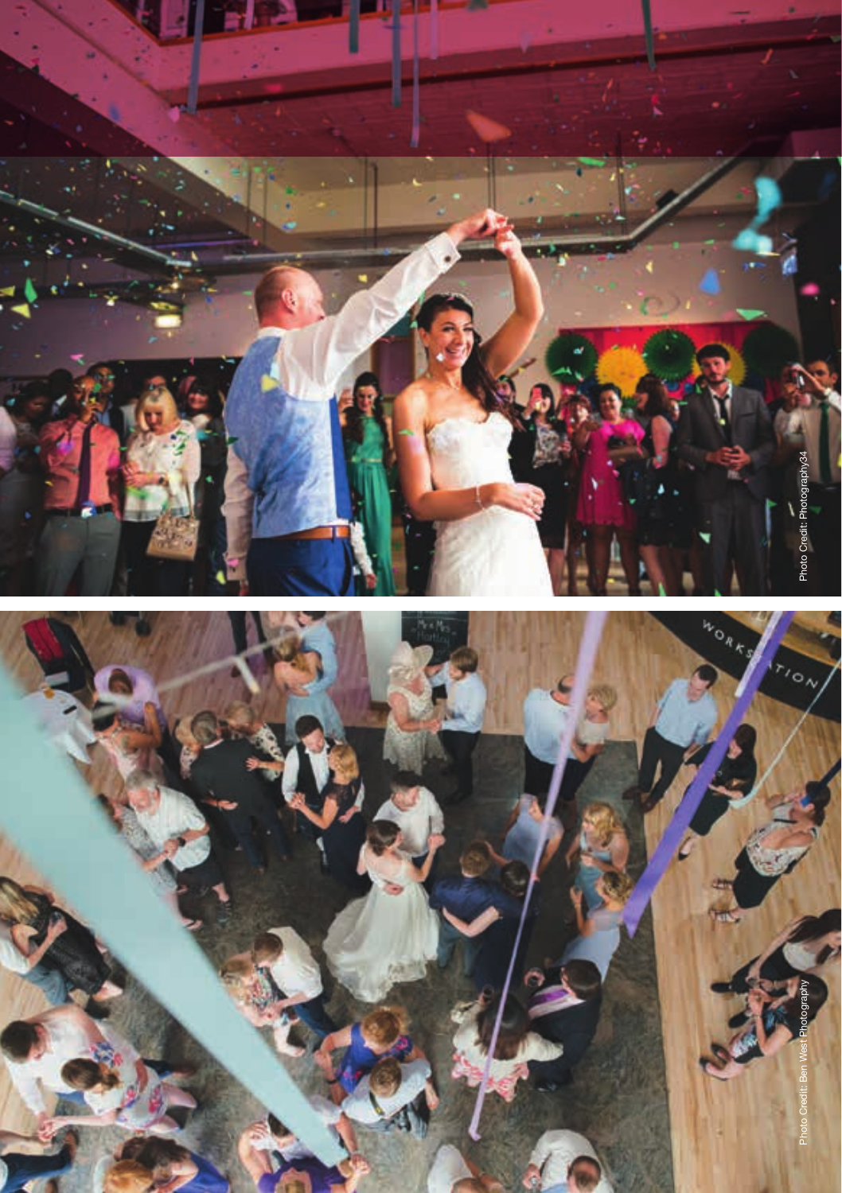Photo Credit: Photography34

Photo Credit: Ben West Photography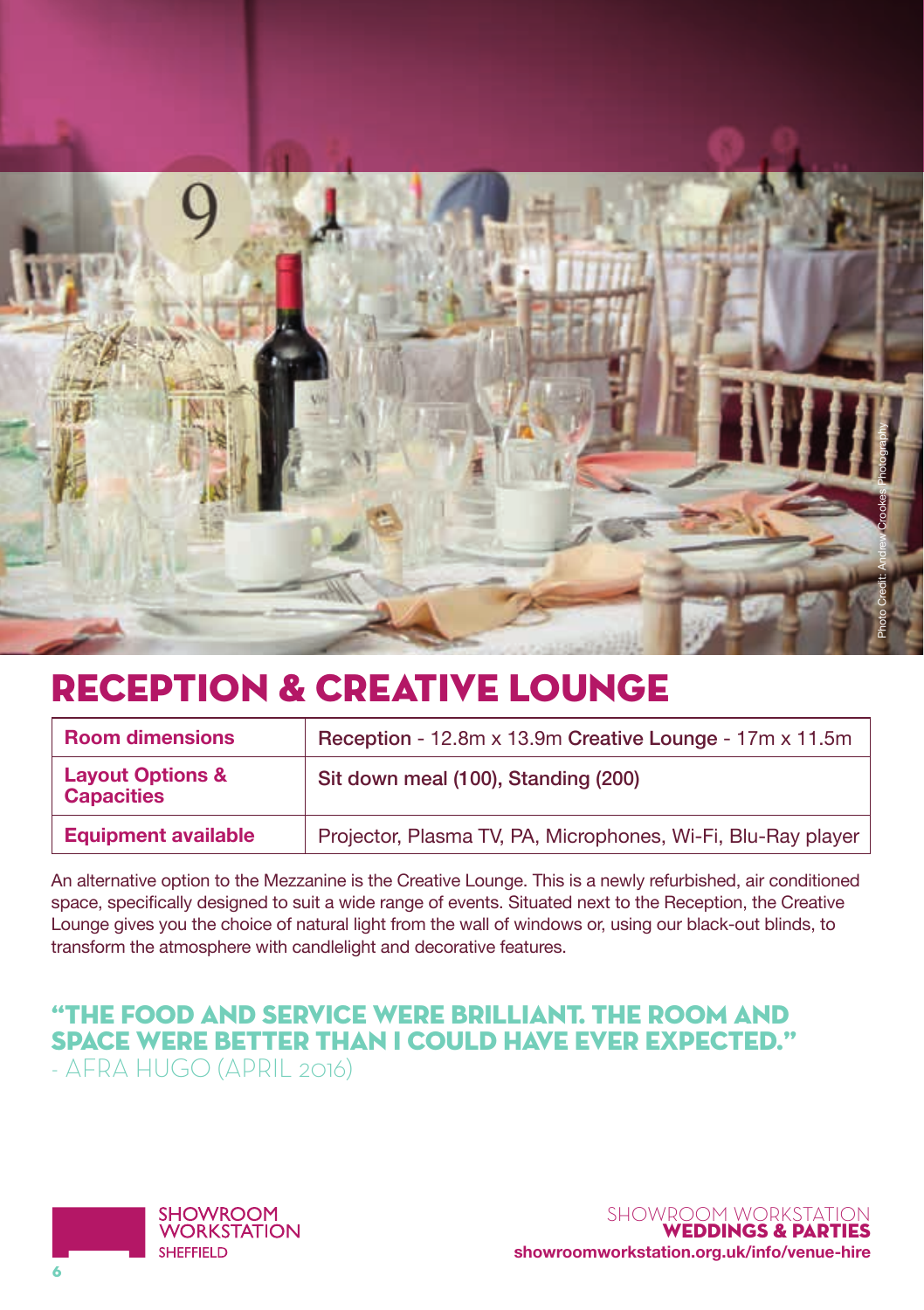# RECEPTION & CREATIVE LOUNGE

| Room dimensions | Reception - 12.8m x 13.9m Creative Lounge - 17m x 11.5m |
|---|---|
| Layout Options & Capacities | Sit down meal (100), Standing (200) |
| Equipment available | Projector, Plasma TV, PA, Microphones, Wi-Fi, Blu-Ray player |

An alternative option to the Mezzanine is the Creative Lounge. This is a newly refurbished, air conditioned space, specifically designed to suit a wide range of events. Situated next to the Reception, the Creative Lounge gives you the choice of natural light from the wall of windows or, using our black-out blinds, to transform the atmosphere with candlelight and decorative features.

## "THE FOOD AND SERVICE WERE BRILLIANT. THE ROOM AND SPACE WERE BETTER THAN I COULD HAVE EVER EXPECTED."

- AFRA HUGO (APRIL 2016)

Photo Credit: Andrew Crookes Photography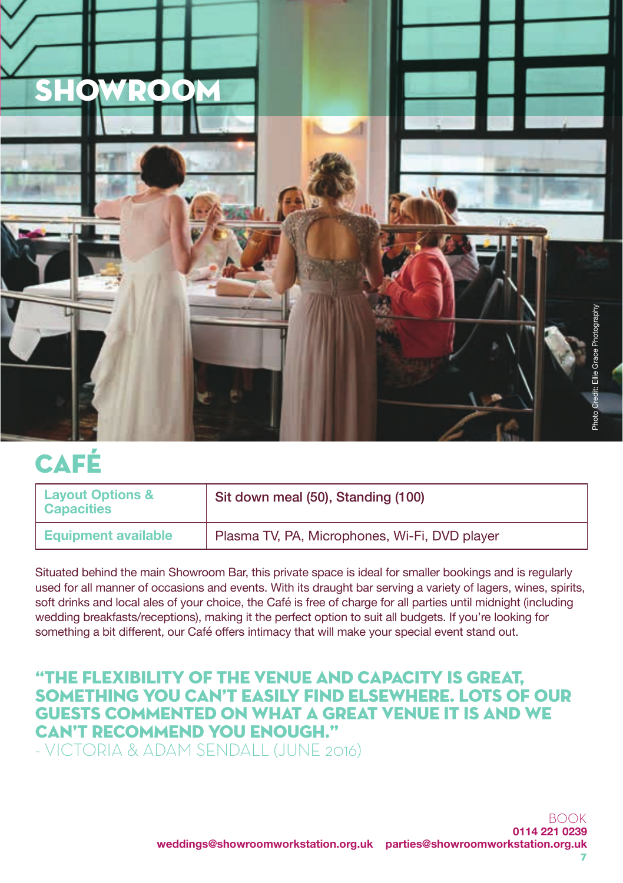# SHOWROOM

Photo Credit: Ellie Grace Photography

## CAFÉ

| Layout Options & Capacities | Sit down meal (50), Standing (100) |
|---|---|
| Equipment available | Plasma TV, PA, Microphones, Wi-Fi, DVD player |

Situated behind the main Showroom Bar, this private space is ideal for smaller bookings and is regularly used for all manner of occasions and events. With its draught bar serving a variety of lagers, wines, spirits, soft drinks and local ales of your choice, the Café is free of charge for all parties until midnight (including wedding breakfasts/receptions), making it the perfect option to suit all budgets. If you're looking for something a bit different, our Café offers intimacy that will make your special event stand out.

**"THE FLEXIBILITY OF THE VENUE AND CAPACITY IS GREAT, SOMETHING YOU CAN'T EASILY FIND ELSEWHERE. LOTS OF OUR GUESTS COMMENTED ON WHAT A GREAT VENUE IT IS AND WE CAN'T RECOMMEND YOU ENOUGH."**

- VICTORIA & ADAM SENDALL (JUNE 2016)

BOOK
**0114 221 0239**
**weddings@showroomworkstation.org.uk** **parties@showroomworkstation.org.uk**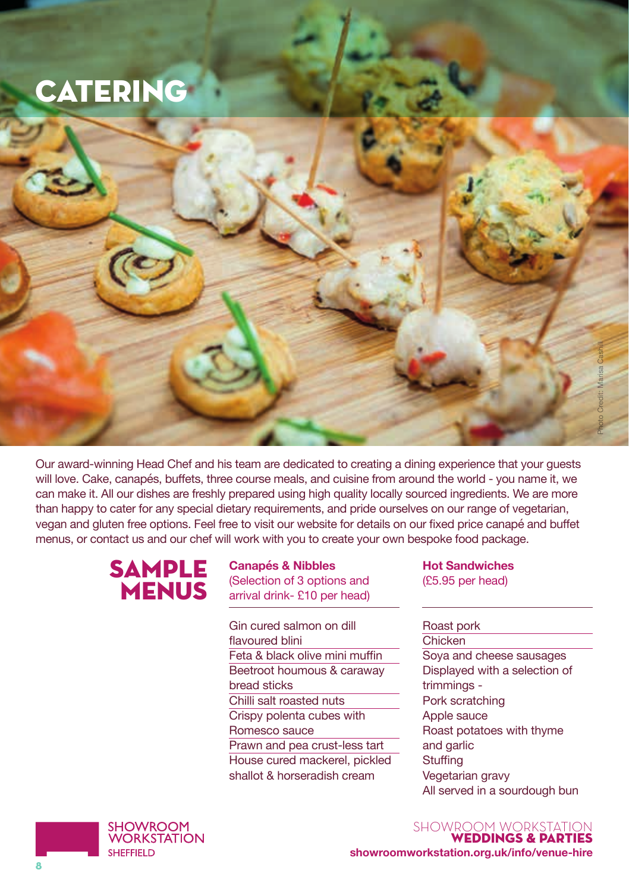# CATERING

Photo Credit: Marisa Cashill

Our award-winning Head Chef and his team are dedicated to creating a dining experience that your guests will love. Cake, canapés, buffets, three course meals, and cuisine from around the world - you name it, we can make it. All our dishes are freshly prepared using high quality locally sourced ingredients. We are more than happy to cater for any special dietary requirements, and pride ourselves on our range of vegetarian, vegan and gluten free options. Feel free to visit our website for details on our fixed price canapé and buffet menus, or contact us and our chef will work with you to create your own bespoke food package.

## SAMPLE MENUS

### Canapés & Nibbles

(Selection of 3 options and arrival drink- £10 per head)

- Gin cured salmon on dill flavoured blini
- Feta & black olive mini muffin
- Beetroot houmous & caraway bread sticks
- Chilli salt roasted nuts
- Crispy polenta cubes with Romesco sauce
- Prawn and pea crust-less tart
- House cured mackerel, pickled shallot & horseradish cream

### Hot Sandwiches

(£5.95 per head)

- Roast pork
- Chicken
- Soya and cheese sausages

Displayed with a selection of trimmings -
Pork scratching
Apple sauce
Roast potatoes with thyme and garlic
Stuffing
Vegetarian gravy
All served in a sourdough bun

SHOWROOM WORKSTATION
SHEFFIELD

SHOWROOM WORKSTATION
**WEDDINGS & PARTIES**
**showroomworkstation.org.uk/info/venue-hire**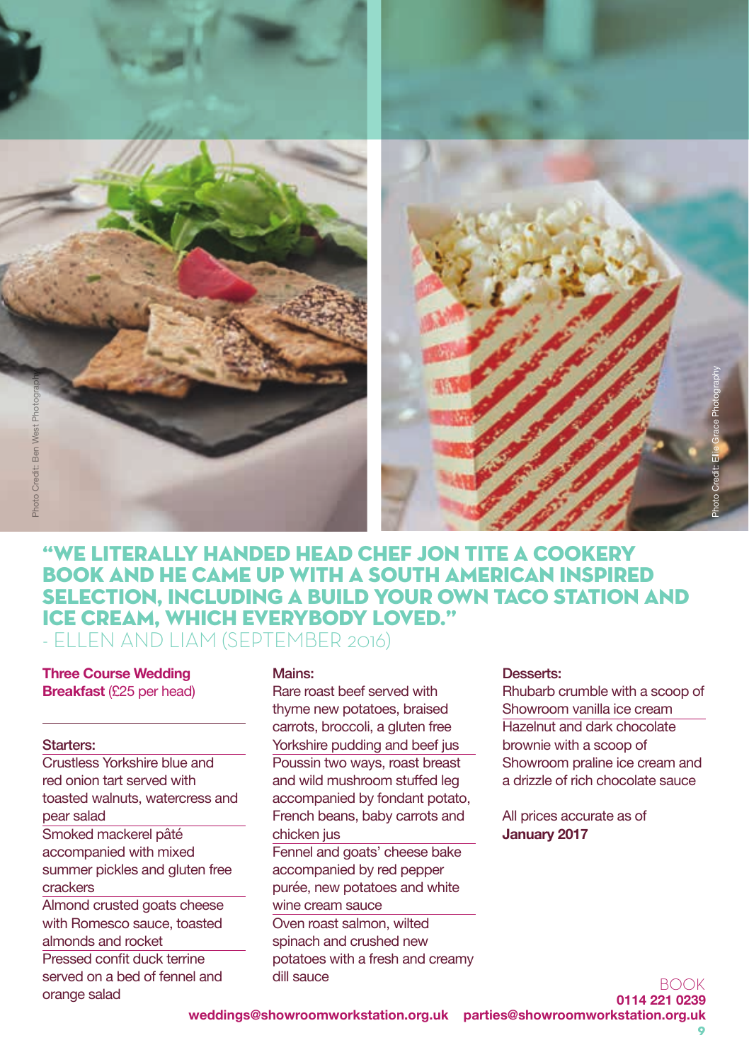Photo Credit: Ben West Photography

Photo Credit: Ellie Grace Photography

## "WE LITERALLY HANDED HEAD CHEF JON TITE A COOKERY BOOK AND HE CAME UP WITH A SOUTH AMERICAN INSPIRED SELECTION, INCLUDING A BUILD YOUR OWN TACO STATION AND ICE CREAM, WHICH EVERYBODY LOVED."

- ELLEN AND LIAM (SEPTEMBER 2016)

**Three Course Wedding Breakfast** (£25 per head)

**Starters:**

- Crustless Yorkshire blue and red onion tart served with toasted walnuts, watercress and pear salad
- Smoked mackerel pâté accompanied with mixed summer pickles and gluten free crackers
- Almond crusted goats cheese with Romesco sauce, toasted almonds and rocket
- Pressed confit duck terrine served on a bed of fennel and orange salad

**Mains:**

- Rare roast beef served with thyme new potatoes, braised carrots, broccoli, a gluten free Yorkshire pudding and beef jus
- Poussin two ways, roast breast and wild mushroom stuffed leg accompanied by fondant potato, French beans, baby carrots and chicken jus
- Fennel and goats' cheese bake accompanied by red pepper purée, new potatoes and white wine cream sauce
- Oven roast salmon, wilted spinach and crushed new potatoes with a fresh and creamy dill sauce

**Desserts:**

- Rhubarb crumble with a scoop of Showroom vanilla ice cream
- Hazelnut and dark chocolate brownie with a scoop of Showroom praline ice cream and a drizzle of rich chocolate sauce

All prices accurate as of **January 2017**

BOOK
**0114 221 0239**
**weddings@showroomworkstation.org.uk** **parties@showroomworkstation.org.uk**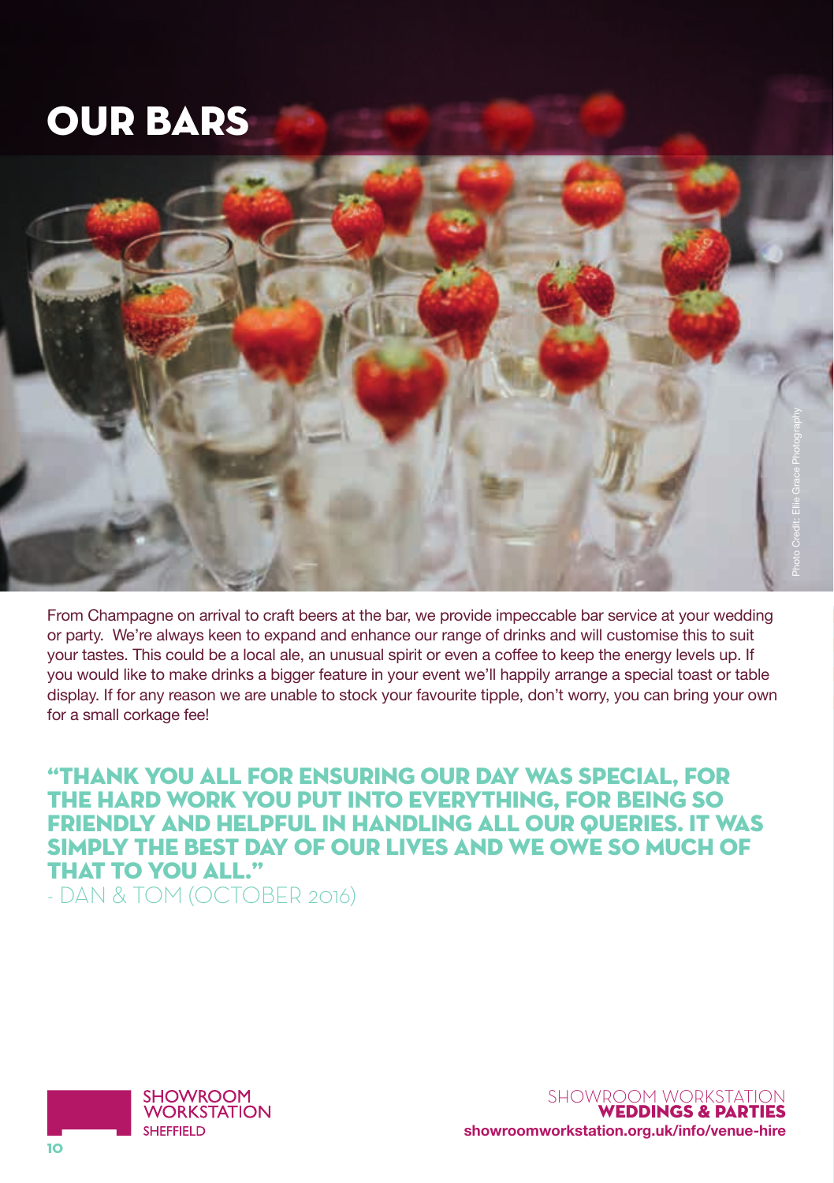# OUR BARS

Photo Credit: Ellie Grace Photography

From Champagne on arrival to craft beers at the bar, we provide impeccable bar service at your wedding or party. We're always keen to expand and enhance our range of drinks and will customise this to suit your tastes. This could be a local ale, an unusual spirit or even a coffee to keep the energy levels up. If you would like to make drinks a bigger feature in your event we'll happily arrange a special toast or table display. If for any reason we are unable to stock your favourite tipple, don't worry, you can bring your own for a small corkage fee!

**"THANK YOU ALL FOR ENSURING OUR DAY WAS SPECIAL, FOR THE HARD WORK YOU PUT INTO EVERYTHING, FOR BEING SO FRIENDLY AND HELPFUL IN HANDLING ALL OUR QUERIES. IT WAS SIMPLY THE BEST DAY OF OUR LIVES AND WE OWE SO MUCH OF THAT TO YOU ALL."**

- DAN & TOM (OCTOBER 2016)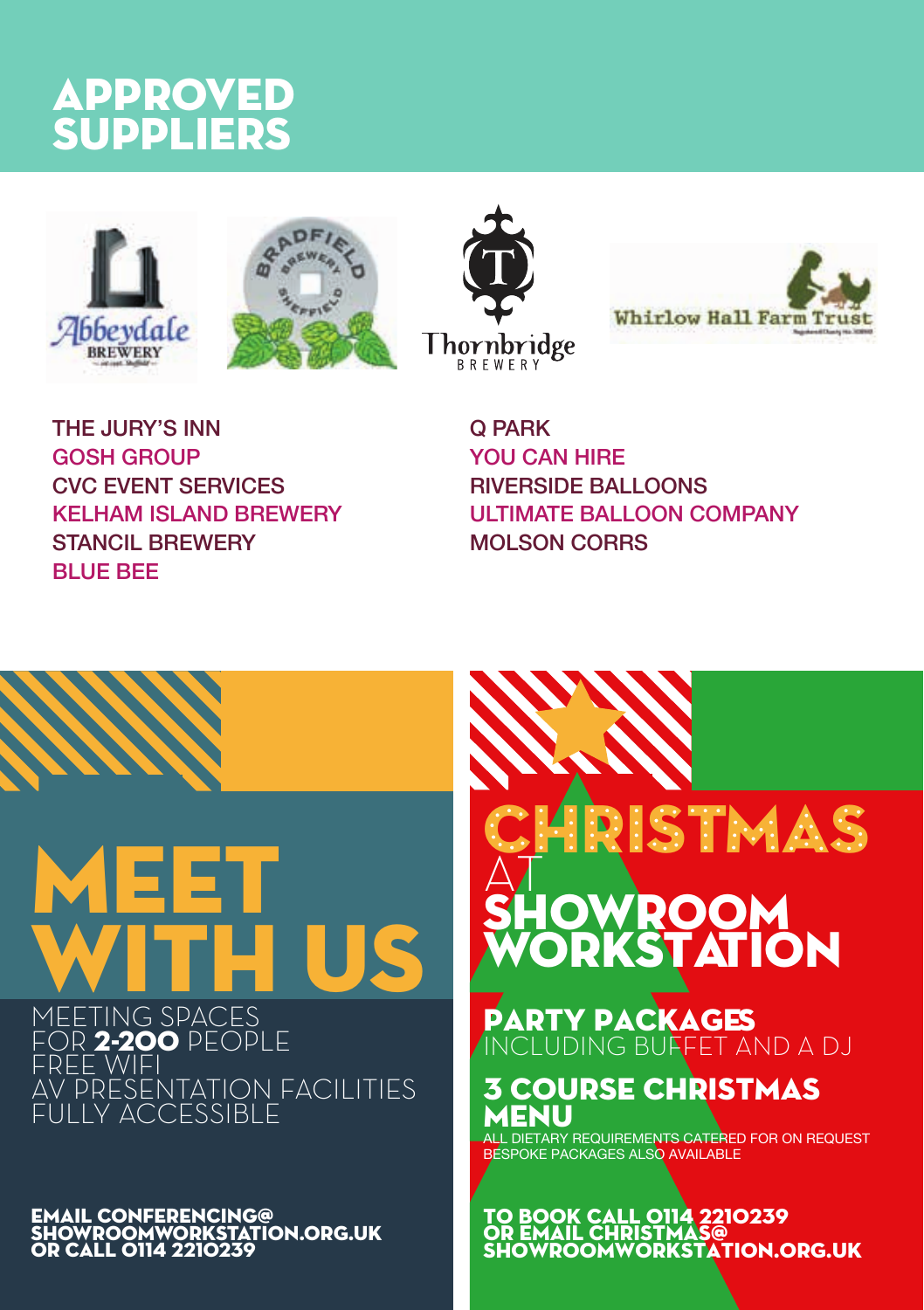# APPROVED SUPPLIERS

Abbeydale Brewery

Bradfield Brewery Sheffield

Thornbridge Brewery

Whirlow Hall Farm Trust

- THE JURY'S INN
- GOSH GROUP
- CVC EVENT SERVICES
- KELHAM ISLAND BREWERY
- STANCIL BREWERY
- BLUE BEE
- Q PARK
- YOU CAN HIRE
- RIVERSIDE BALLOONS
- ULTIMATE BALLOON COMPANY
- MOLSON CORRS

# MEET WITH US

MEETING SPACES FOR **2-200** PEOPLE
FREE WIFI
AV PRESENTATION FACILITIES
FULLY ACCESSIBLE

**EMAIL CONFERENCING@SHOWROOMWORKSTATION.ORG.UK OR CALL 0114 2210239**

# CHRISTMAS AT SHOWROOM WORKSTATION

## PARTY PACKAGES

INCLUDING BUFFET AND A DJ

## 3 COURSE CHRISTMAS MENU

ALL DIETARY REQUIREMENTS CATERED FOR ON REQUEST
BESPOKE PACKAGES ALSO AVAILABLE

**TO BOOK CALL 0114 2210239 OR EMAIL CHRISTMAS@SHOWROOMWORKSTATION.ORG.UK**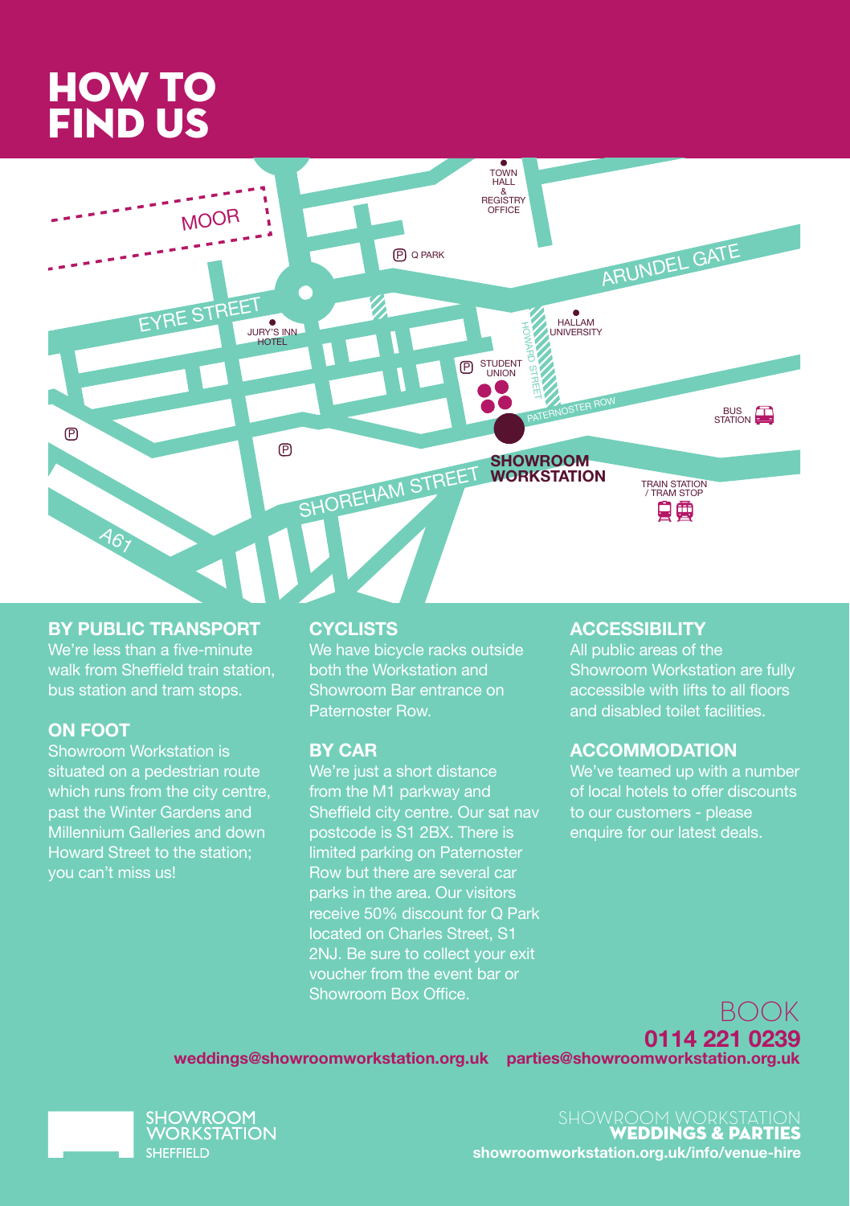# HOW TO FIND US

MOOR
EYRE STREET
JURY'S INN HOTEL
Q PARK
TOWN HALL & REGISTRY OFFICE
ARUNDEL GATE
HALLAM UNIVERSITY
HOWARD STREET
STUDENT UNION
PATERNOSTER ROW
BUS STATION
SHOWROOM WORKSTATION
SHOREHAM STREET
TRAIN STATION / TRAM STOP
A61

## BY PUBLIC TRANSPORT

We're less than a five-minute walk from Sheffield train station, bus station and tram stops.

## ON FOOT

Showroom Workstation is situated on a pedestrian route which runs from the city centre, past the Winter Gardens and Millennium Galleries and down Howard Street to the station; you can't miss us!

## CYCLISTS

We have bicycle racks outside both the Workstation and Showroom Bar entrance on Paternoster Row.

## BY CAR

We're just a short distance from the M1 parkway and Sheffield city centre. Our sat nav postcode is S1 2BX. There is limited parking on Paternoster Row but there are several car parks in the area. Our visitors receive 50% discount for Q Park located on Charles Street, S1 2NJ. Be sure to collect your exit voucher from the event bar or Showroom Box Office.

## ACCESSIBILITY

All public areas of the Showroom Workstation are fully accessible with lifts to all floors and disabled toilet facilities.

## ACCOMMODATION

We've teamed up with a number of local hotels to offer discounts to our customers - please enquire for our latest deals.

BOOK
**0114 221 0239**
**weddings@showroomworkstation.org.uk** **parties@showroomworkstation.org.uk**

SHOWROOM WORKSTATION SHEFFIELD

SHOWROOM WORKSTATION
**WEDDINGS & PARTIES**
**showroomworkstation.org.uk/info/venue-hire**